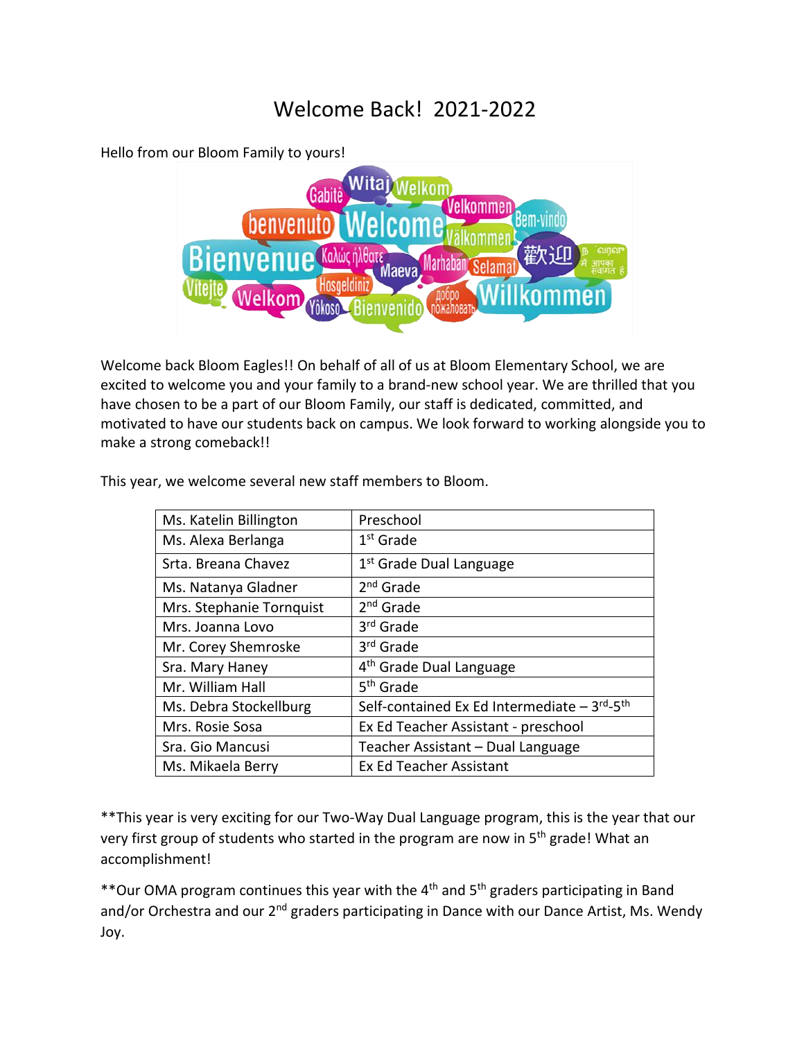# Welcome Back! 2021-2022

Hello from our Bloom Family to yours!

Welcome back Bloom Eagles!! On behalf of all of us at Bloom Elementary School, we are excited to welcome you and your family to a brand-new school year. We are thrilled that you have chosen to be a part of our Bloom Family, our staff is dedicated, committed, and motivated to have our students back on campus. We look forward to working alongside you to make a strong comeback!!

This year, we welcome several new staff members to Bloom.

| | |
|---|---|
| Ms. Katelin Billington | Preschool |
| Ms. Alexa Berlanga | 1st Grade |
| Srta. Breana Chavez | 1st Grade Dual Language |
| Ms. Natanya Gladner | 2nd Grade |
| Mrs. Stephanie Tornquist | 2nd Grade |
| Mrs. Joanna Lovo | 3rd Grade |
| Mr. Corey Shemroske | 3rd Grade |
| Sra. Mary Haney | 4th Grade Dual Language |
| Mr. William Hall | 5th Grade |
| Ms. Debra Stockellburg | Self-contained Ex Ed Intermediate – 3rd-5th |
| Mrs. Rosie Sosa | Ex Ed Teacher Assistant - preschool |
| Sra. Gio Mancusi | Teacher Assistant – Dual Language |
| Ms. Mikaela Berry | Ex Ed Teacher Assistant |

**This year is very exciting for our Two-Way Dual Language program, this is the year that our very first group of students who started in the program are now in 5th grade! What an accomplishment!

**Our OMA program continues this year with the 4th and 5th graders participating in Band and/or Orchestra and our 2nd graders participating in Dance with our Dance Artist, Ms. Wendy Joy.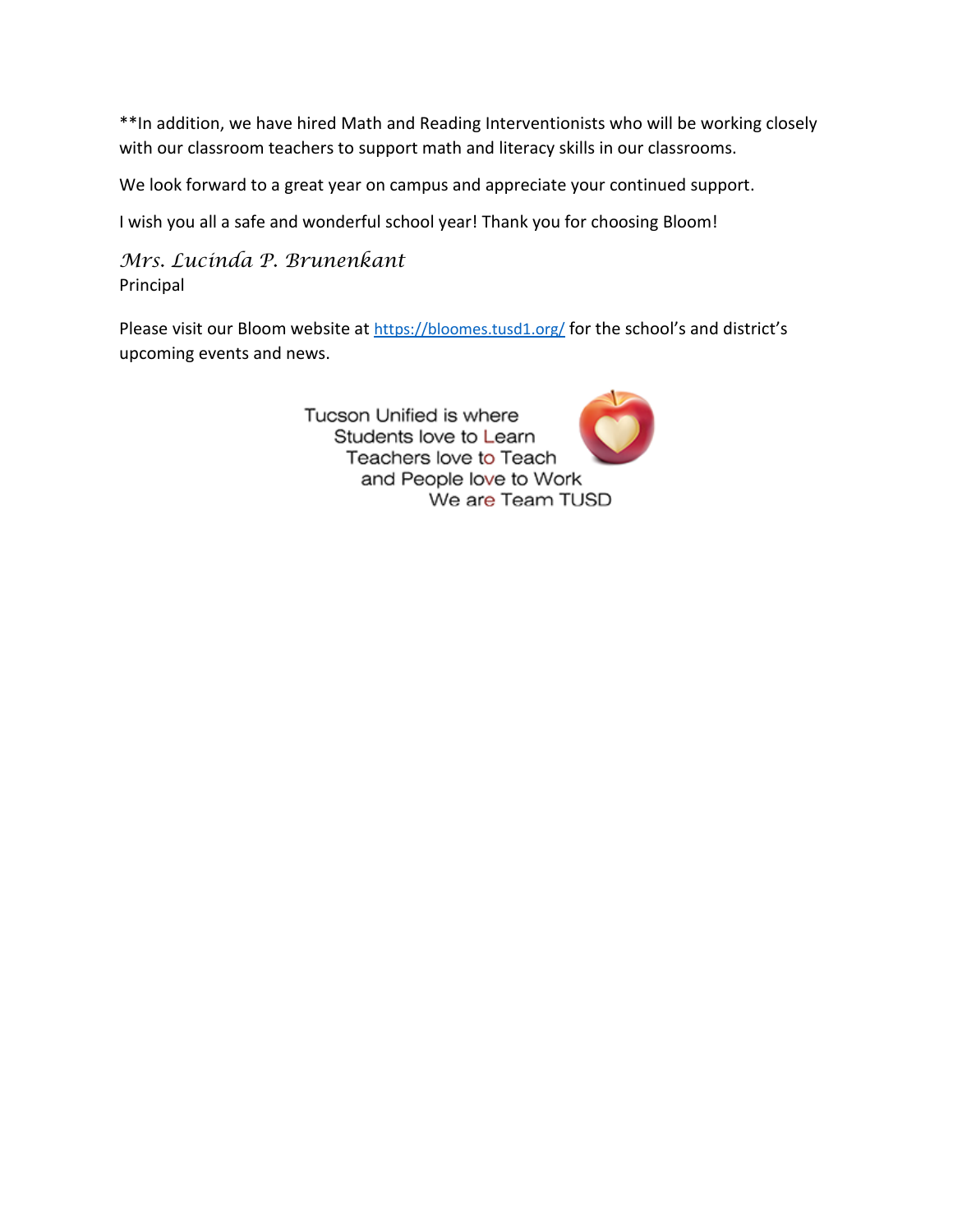**In addition, we have hired Math and Reading Interventionists who will be working closely with our classroom teachers to support math and literacy skills in our classrooms.

We look forward to a great year on campus and appreciate your continued support.

I wish you all a safe and wonderful school year! Thank you for choosing Bloom!

*Mrs. Lucinda P. Brunenkant*
Principal

Please visit our Bloom website at [https://bloomes.tusd1.org/](https://bloomes.tusd1.org/) for the school's and district's upcoming events and news.

Tucson Unified is where
Students love to Learn
Teachers love to Teach
and People love to Work
We are Team TUSD